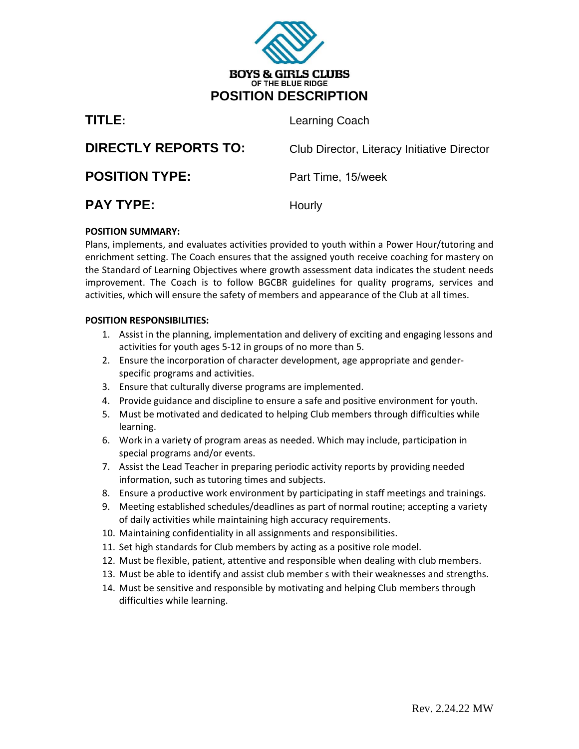**BOYS & GIRLS CLUBS**
OF THE BLUE RIDGE

# POSITION DESCRIPTION

**TITLE:** Learning Coach

**DIRECTLY REPORTS TO:** Club Director, Literacy Initiative Director

**POSITION TYPE:** Part Time, 15/week

**PAY TYPE:** Hourly

**POSITION SUMMARY:**

Plans, implements, and evaluates activities provided to youth within a Power Hour/tutoring and enrichment setting. The Coach ensures that the assigned youth receive coaching for mastery on the Standard of Learning Objectives where growth assessment data indicates the student needs improvement. The Coach is to follow BGCBR guidelines for quality programs, services and activities, which will ensure the safety of members and appearance of the Club at all times.

**POSITION RESPONSIBILITIES:**

1. Assist in the planning, implementation and delivery of exciting and engaging lessons and activities for youth ages 5-12 in groups of no more than 5.
2. Ensure the incorporation of character development, age appropriate and gender-specific programs and activities.
3. Ensure that culturally diverse programs are implemented.
4. Provide guidance and discipline to ensure a safe and positive environment for youth.
5. Must be motivated and dedicated to helping Club members through difficulties while learning.
6. Work in a variety of program areas as needed. Which may include, participation in special programs and/or events.
7. Assist the Lead Teacher in preparing periodic activity reports by providing needed information, such as tutoring times and subjects.
8. Ensure a productive work environment by participating in staff meetings and trainings.
9. Meeting established schedules/deadlines as part of normal routine; accepting a variety of daily activities while maintaining high accuracy requirements.
10. Maintaining confidentiality in all assignments and responsibilities.
11. Set high standards for Club members by acting as a positive role model.
12. Must be flexible, patient, attentive and responsible when dealing with club members.
13. Must be able to identify and assist club member s with their weaknesses and strengths.
14. Must be sensitive and responsible by motivating and helping Club members through difficulties while learning.

Rev. 2.24.22 MW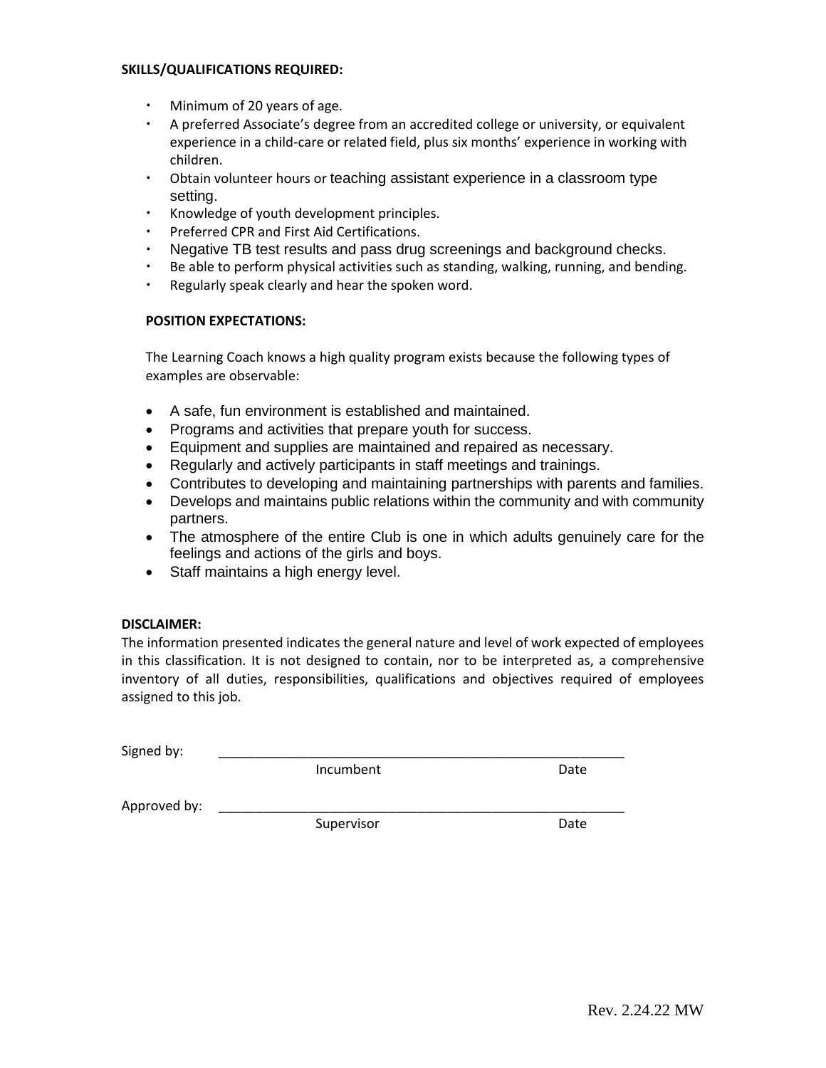**SKILLS/QUALIFICATIONS REQUIRED:**

- Minimum of 20 years of age.
- A preferred Associate's degree from an accredited college or university, or equivalent experience in a child-care or related field, plus six months' experience in working with children.
- Obtain volunteer hours or teaching assistant experience in a classroom type setting.
- Knowledge of youth development principles.
- Preferred CPR and First Aid Certifications.
- Negative TB test results and pass drug screenings and background checks.
- Be able to perform physical activities such as standing, walking, running, and bending.
- Regularly speak clearly and hear the spoken word.

**POSITION EXPECTATIONS:**

The Learning Coach knows a high quality program exists because the following types of examples are observable:

- A safe, fun environment is established and maintained.
- Programs and activities that prepare youth for success.
- Equipment and supplies are maintained and repaired as necessary.
- Regularly and actively participants in staff meetings and trainings.
- Contributes to developing and maintaining partnerships with parents and families.
- Develops and maintains public relations within the community and with community partners.
- The atmosphere of the entire Club is one in which adults genuinely care for the feelings and actions of the girls and boys.
- Staff maintains a high energy level.

**DISCLAIMER:**

The information presented indicates the general nature and level of work expected of employees in this classification. It is not designed to contain, nor to be interpreted as, a comprehensive inventory of all duties, responsibilities, qualifications and objectives required of employees assigned to this job.

Signed by: ________________________________________________
Incumbent Date

Approved by: ________________________________________________
Supervisor Date

Rev. 2.24.22 MW